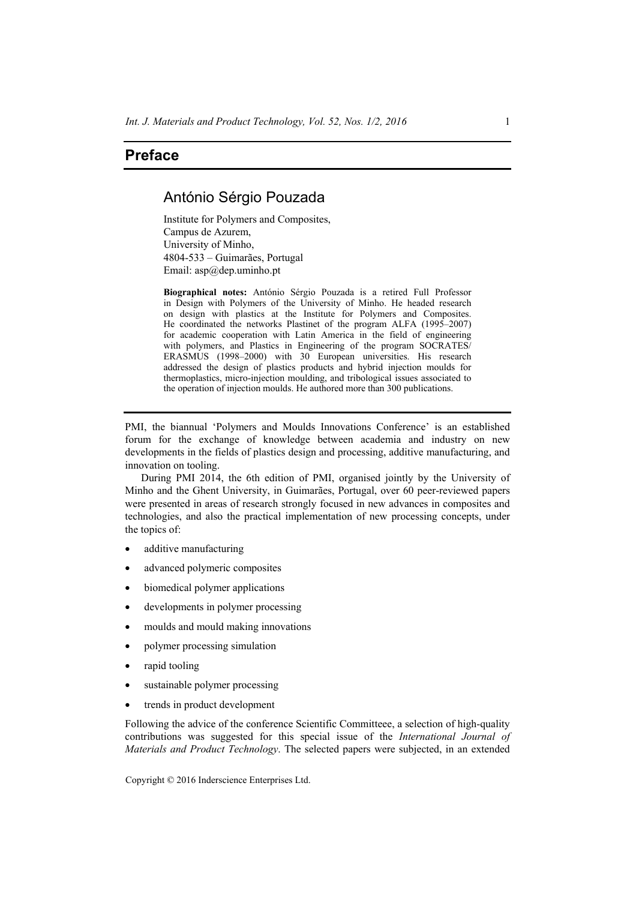# Preface

## António Sérgio Pouzada

Institute for Polymers and Composites,
Campus de Azurem,
University of Minho,
4804-533 – Guimarães, Portugal
Email: asp@dep.uminho.pt

**Biographical notes:** António Sérgio Pouzada is a retired Full Professor in Design with Polymers of the University of Minho. He headed research on design with plastics at the Institute for Polymers and Composites. He coordinated the networks Plastinet of the program ALFA (1995–2007) for academic cooperation with Latin America in the field of engineering with polymers, and Plastics in Engineering of the program SOCRATES/ ERASMUS (1998–2000) with 30 European universities. His research addressed the design of plastics products and hybrid injection moulds for thermoplastics, micro-injection moulding, and tribological issues associated to the operation of injection moulds. He authored more than 300 publications.

---

PMI, the biannual 'Polymers and Moulds Innovations Conference' is an established forum for the exchange of knowledge between academia and industry on new developments in the fields of plastics design and processing, additive manufacturing, and innovation on tooling.

During PMI 2014, the 6th edition of PMI, organised jointly by the University of Minho and the Ghent University, in Guimarães, Portugal, over 60 peer-reviewed papers were presented in areas of research strongly focused in new advances in composites and technologies, and also the practical implementation of new processing concepts, under the topics of:

- additive manufacturing
- advanced polymeric composites
- biomedical polymer applications
- developments in polymer processing
- moulds and mould making innovations
- polymer processing simulation
- rapid tooling
- sustainable polymer processing
- trends in product development

Following the advice of the conference Scientific Committeee, a selection of high-quality contributions was suggested for this special issue of the *International Journal of Materials and Product Technology*. The selected papers were subjected, in an extended

Copyright © 2016 Inderscience Enterprises Ltd.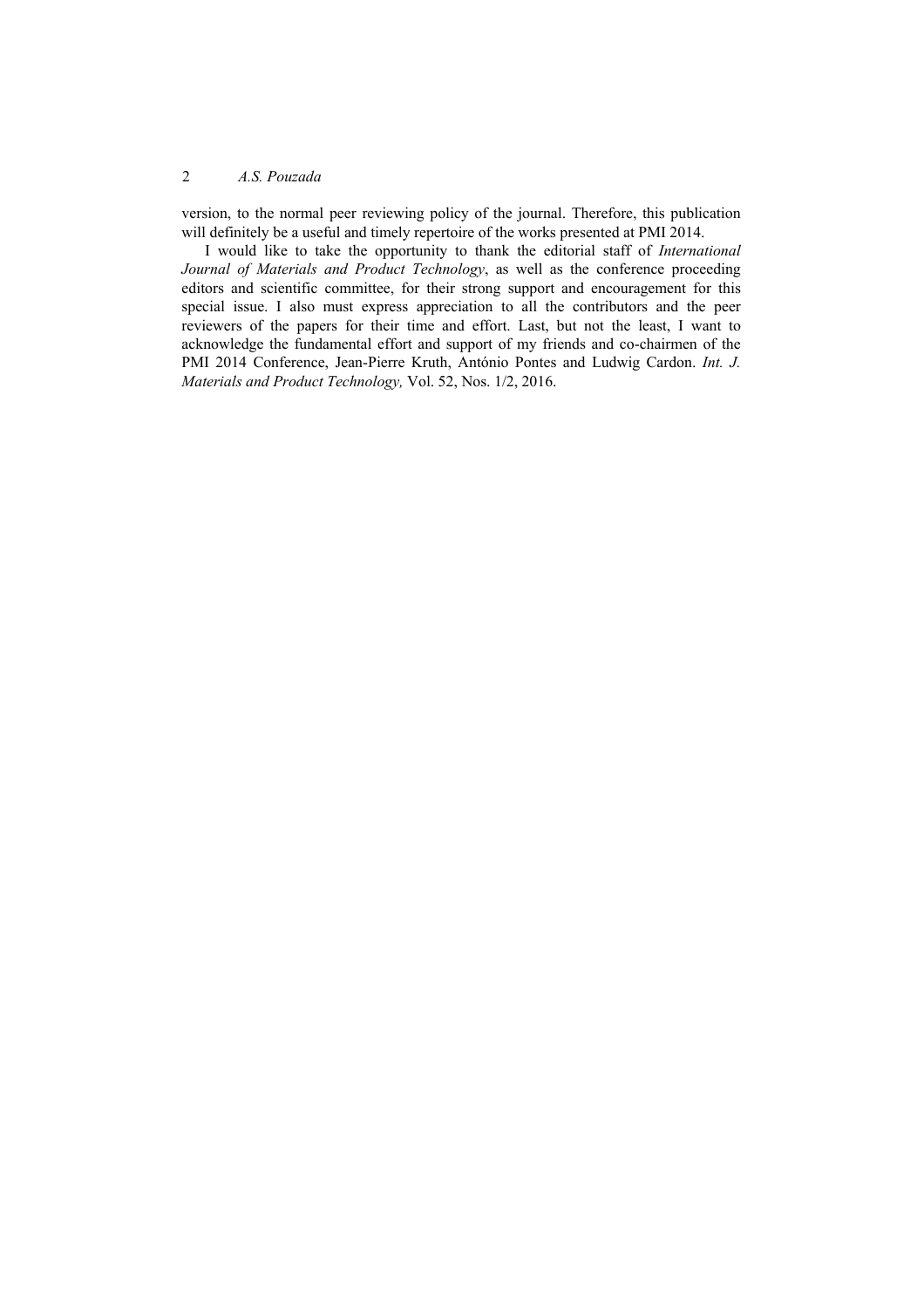version, to the normal peer reviewing policy of the journal. Therefore, this publication will definitely be a useful and timely repertoire of the works presented at PMI 2014.

I would like to take the opportunity to thank the editorial staff of *International Journal of Materials and Product Technology*, as well as the conference proceeding editors and scientific committee, for their strong support and encouragement for this special issue. I also must express appreciation to all the contributors and the peer reviewers of the papers for their time and effort. Last, but not the least, I want to acknowledge the fundamental effort and support of my friends and co-chairmen of the PMI 2014 Conference, Jean-Pierre Kruth, António Pontes and Ludwig Cardon. *Int. J. Materials and Product Technology,* Vol. 52, Nos. 1/2, 2016.